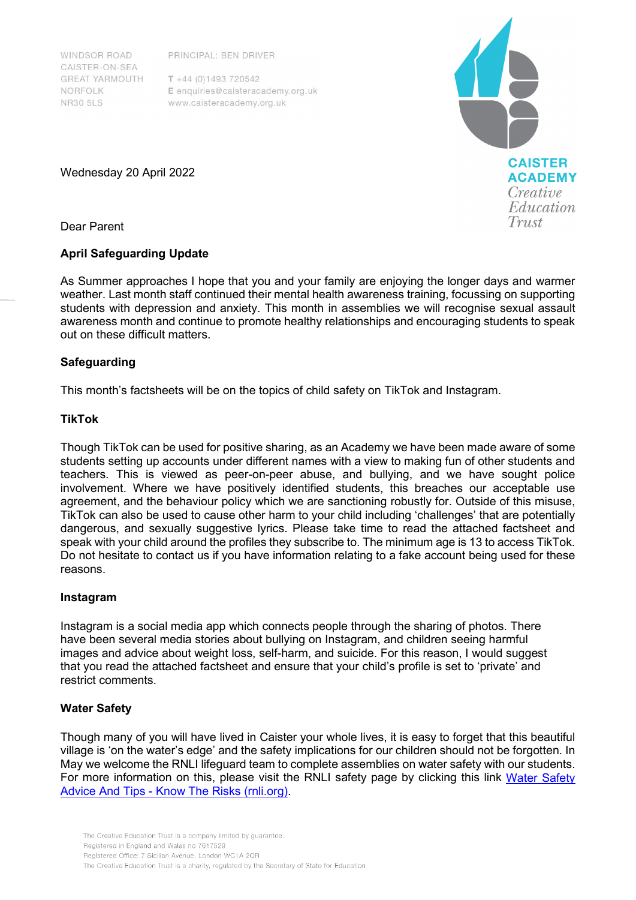WINDSOR ROAD
CAISTER-ON-SEA
GREAT YARMOUTH
NORFOLK
NR30 5LS

PRINCIPAL: BEN DRIVER

T +44 (0)1493 720542
E enquiries@caisteracademy.org.uk
www.caisteracademy.org.uk

CAISTER ACADEMY
*Creative Education Trust*

Wednesday 20 April 2022

Dear Parent

**April Safeguarding Update**

As Summer approaches I hope that you and your family are enjoying the longer days and warmer weather. Last month staff continued their mental health awareness training, focussing on supporting students with depression and anxiety. This month in assemblies we will recognise sexual assault awareness month and continue to promote healthy relationships and encouraging students to speak out on these difficult matters.

**Safeguarding**

This month's factsheets will be on the topics of child safety on TikTok and Instagram.

**TikTok**

Though TikTok can be used for positive sharing, as an Academy we have been made aware of some students setting up accounts under different names with a view to making fun of other students and teachers. This is viewed as peer-on-peer abuse, and bullying, and we have sought police involvement. Where we have positively identified students, this breaches our acceptable use agreement, and the behaviour policy which we are sanctioning robustly for. Outside of this misuse, TikTok can also be used to cause other harm to your child including 'challenges' that are potentially dangerous, and sexually suggestive lyrics. Please take time to read the attached factsheet and speak with your child around the profiles they subscribe to. The minimum age is 13 to access TikTok. Do not hesitate to contact us if you have information relating to a fake account being used for these reasons.

**Instagram**

Instagram is a social media app which connects people through the sharing of photos. There have been several media stories about bullying on Instagram, and children seeing harmful images and advice about weight loss, self-harm, and suicide. For this reason, I would suggest that you read the attached factsheet and ensure that your child's profile is set to 'private' and restrict comments.

**Water Safety**

Though many of you will have lived in Caister your whole lives, it is easy to forget that this beautiful village is 'on the water's edge' and the safety implications for our children should not be forgotten. In May we welcome the RNLI lifeguard team to complete assemblies on water safety with our students. For more information on this, please visit the RNLI safety page by clicking this link [Water Safety Advice And Tips - Know The Risks (rnli.org)](rnli.org).

The Creative Education Trust is a company limited by guarantee.
Registered in England and Wales no 7617529
Registered Office: 7 Sicilian Avenue, London WC1A 2QR
The Creative Education Trust is a charity, regulated by the Secretary of State for Education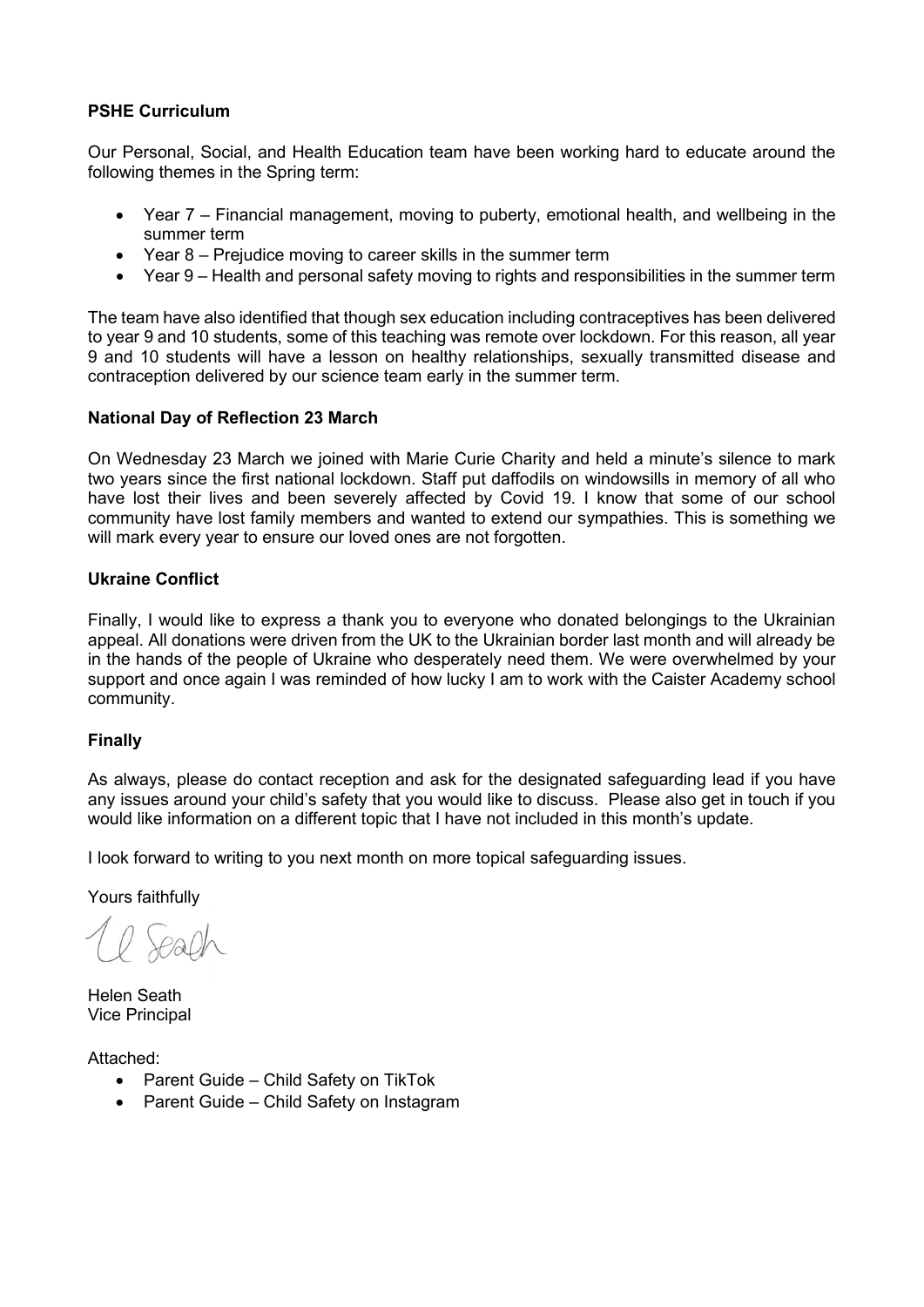**PSHE Curriculum**

Our Personal, Social, and Health Education team have been working hard to educate around the following themes in the Spring term:

- Year 7 – Financial management, moving to puberty, emotional health, and wellbeing in the summer term
- Year 8 – Prejudice moving to career skills in the summer term
- Year 9 – Health and personal safety moving to rights and responsibilities in the summer term

The team have also identified that though sex education including contraceptives has been delivered to year 9 and 10 students, some of this teaching was remote over lockdown. For this reason, all year 9 and 10 students will have a lesson on healthy relationships, sexually transmitted disease and contraception delivered by our science team early in the summer term.

**National Day of Reflection 23 March**

On Wednesday 23 March we joined with Marie Curie Charity and held a minute's silence to mark two years since the first national lockdown. Staff put daffodils on windowsills in memory of all who have lost their lives and been severely affected by Covid 19. I know that some of our school community have lost family members and wanted to extend our sympathies. This is something we will mark every year to ensure our loved ones are not forgotten.

**Ukraine Conflict**

Finally, I would like to express a thank you to everyone who donated belongings to the Ukrainian appeal. All donations were driven from the UK to the Ukrainian border last month and will already be in the hands of the people of Ukraine who desperately need them. We were overwhelmed by your support and once again I was reminded of how lucky I am to work with the Caister Academy school community.

**Finally**

As always, please do contact reception and ask for the designated safeguarding lead if you have any issues around your child's safety that you would like to discuss. Please also get in touch if you would like information on a different topic that I have not included in this month's update.

I look forward to writing to you next month on more topical safeguarding issues.

Yours faithfully

H Seath

Helen Seath
Vice Principal

Attached:

- Parent Guide – Child Safety on TikTok
- Parent Guide – Child Safety on Instagram